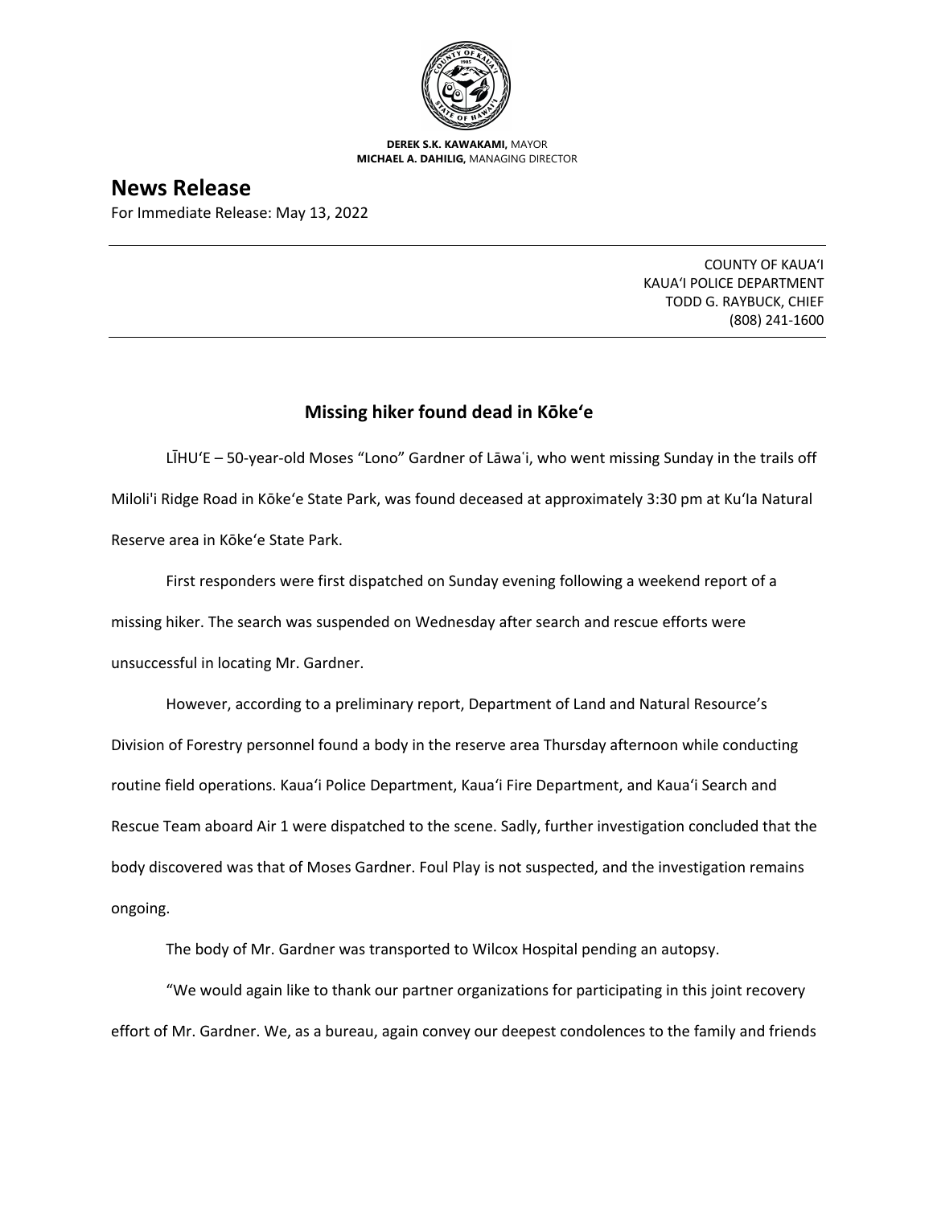**DEREK S.K. KAWAKAMI,** MAYOR
**MICHAEL A. DAHILIG,** MANAGING DIRECTOR

# News Release

For Immediate Release: May 13, 2022

COUNTY OF KAUAʻI
KAUAʻI POLICE DEPARTMENT
TODD G. RAYBUCK, CHIEF
(808) 241-1600

## Missing hiker found dead in Kōkeʻe

LĪHUʻE – 50-year-old Moses "Lono" Gardner of Lāwaʻi, who went missing Sunday in the trails off Miloli'i Ridge Road in Kōkeʻe State Park, was found deceased at approximately 3:30 pm at KuʻIa Natural Reserve area in Kōkeʻe State Park.

First responders were first dispatched on Sunday evening following a weekend report of a missing hiker. The search was suspended on Wednesday after search and rescue efforts were unsuccessful in locating Mr. Gardner.

However, according to a preliminary report, Department of Land and Natural Resource's Division of Forestry personnel found a body in the reserve area Thursday afternoon while conducting routine field operations. Kauaʻi Police Department, Kauaʻi Fire Department, and Kauaʻi Search and Rescue Team aboard Air 1 were dispatched to the scene. Sadly, further investigation concluded that the body discovered was that of Moses Gardner. Foul Play is not suspected, and the investigation remains ongoing.

The body of Mr. Gardner was transported to Wilcox Hospital pending an autopsy.

"We would again like to thank our partner organizations for participating in this joint recovery effort of Mr. Gardner. We, as a bureau, again convey our deepest condolences to the family and friends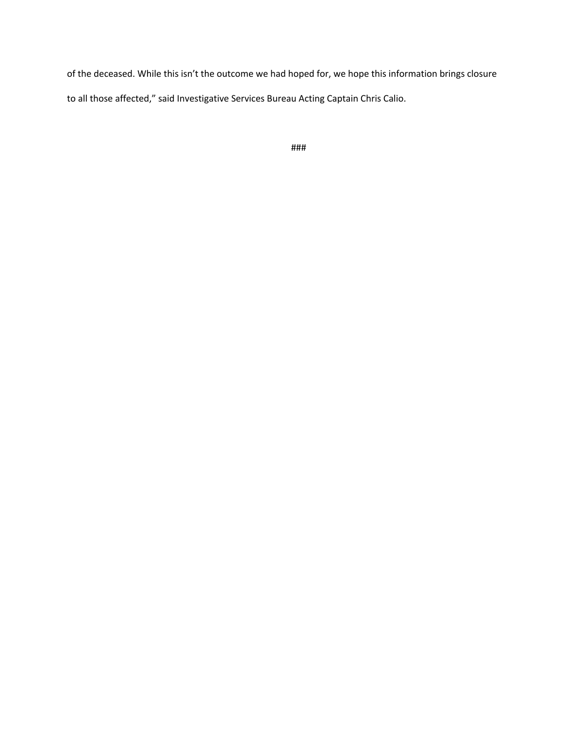of the deceased. While this isn't the outcome we had hoped for, we hope this information brings closure to all those affected," said Investigative Services Bureau Acting Captain Chris Calio.

###